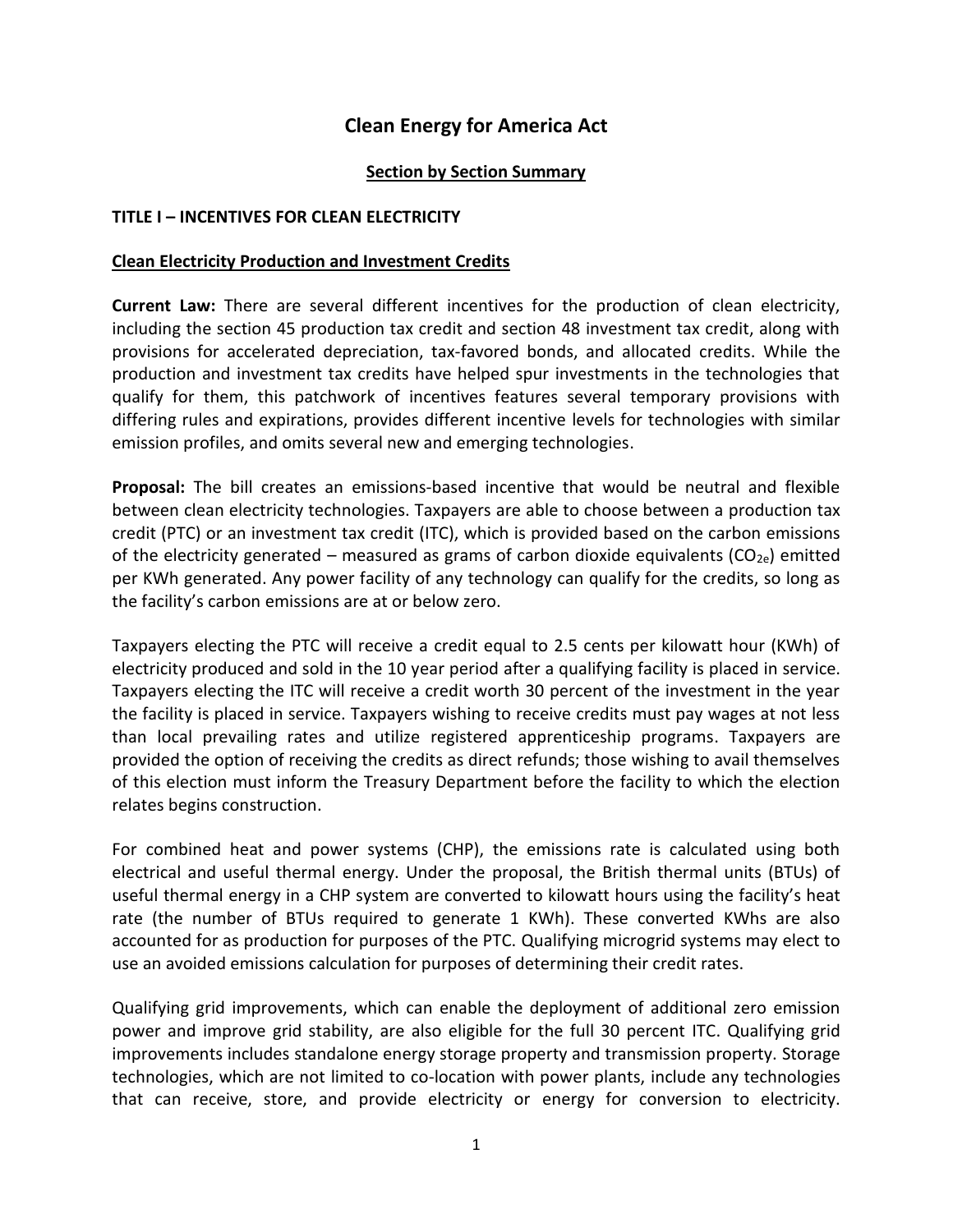# Clean Energy for America Act

## Section by Section Summary

### TITLE I – INCENTIVES FOR CLEAN ELECTRICITY

#### Clean Electricity Production and Investment Credits

**Current Law:** There are several different incentives for the production of clean electricity, including the section 45 production tax credit and section 48 investment tax credit, along with provisions for accelerated depreciation, tax-favored bonds, and allocated credits. While the production and investment tax credits have helped spur investments in the technologies that qualify for them, this patchwork of incentives features several temporary provisions with differing rules and expirations, provides different incentive levels for technologies with similar emission profiles, and omits several new and emerging technologies.

**Proposal:** The bill creates an emissions-based incentive that would be neutral and flexible between clean electricity technologies. Taxpayers are able to choose between a production tax credit (PTC) or an investment tax credit (ITC), which is provided based on the carbon emissions of the electricity generated – measured as grams of carbon dioxide equivalents ($CO_{2e}$) emitted per KWh generated. Any power facility of any technology can qualify for the credits, so long as the facility's carbon emissions are at or below zero.

Taxpayers electing the PTC will receive a credit equal to 2.5 cents per kilowatt hour (KWh) of electricity produced and sold in the 10 year period after a qualifying facility is placed in service. Taxpayers electing the ITC will receive a credit worth 30 percent of the investment in the year the facility is placed in service. Taxpayers wishing to receive credits must pay wages at not less than local prevailing rates and utilize registered apprenticeship programs. Taxpayers are provided the option of receiving the credits as direct refunds; those wishing to avail themselves of this election must inform the Treasury Department before the facility to which the election relates begins construction.

For combined heat and power systems (CHP), the emissions rate is calculated using both electrical and useful thermal energy. Under the proposal, the British thermal units (BTUs) of useful thermal energy in a CHP system are converted to kilowatt hours using the facility's heat rate (the number of BTUs required to generate 1 KWh). These converted KWhs are also accounted for as production for purposes of the PTC. Qualifying microgrid systems may elect to use an avoided emissions calculation for purposes of determining their credit rates.

Qualifying grid improvements, which can enable the deployment of additional zero emission power and improve grid stability, are also eligible for the full 30 percent ITC. Qualifying grid improvements includes standalone energy storage property and transmission property. Storage technologies, which are not limited to co-location with power plants, include any technologies that can receive, store, and provide electricity or energy for conversion to electricity.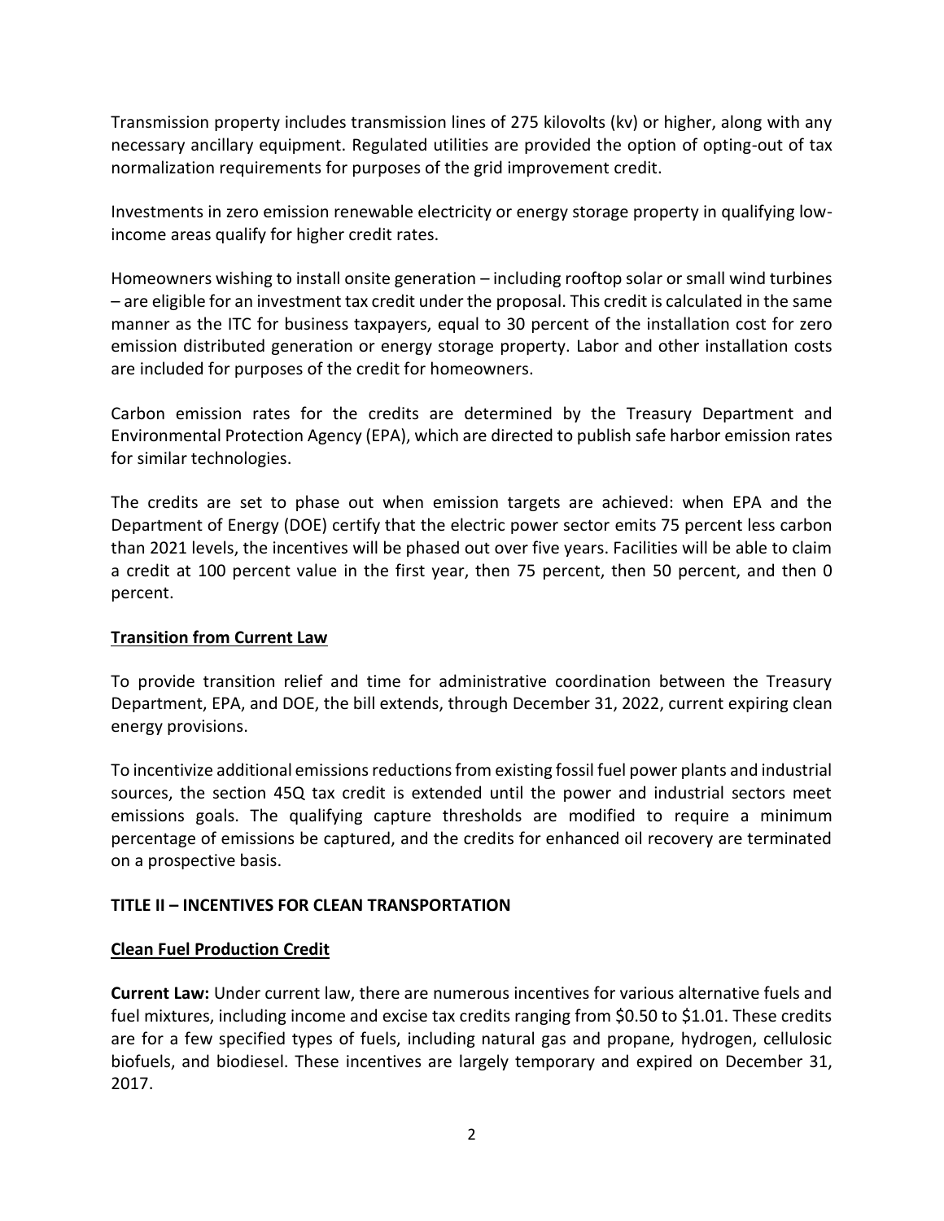Transmission property includes transmission lines of 275 kilovolts (kv) or higher, along with any necessary ancillary equipment. Regulated utilities are provided the option of opting-out of tax normalization requirements for purposes of the grid improvement credit.

Investments in zero emission renewable electricity or energy storage property in qualifying low-income areas qualify for higher credit rates.

Homeowners wishing to install onsite generation – including rooftop solar or small wind turbines – are eligible for an investment tax credit under the proposal. This credit is calculated in the same manner as the ITC for business taxpayers, equal to 30 percent of the installation cost for zero emission distributed generation or energy storage property. Labor and other installation costs are included for purposes of the credit for homeowners.

Carbon emission rates for the credits are determined by the Treasury Department and Environmental Protection Agency (EPA), which are directed to publish safe harbor emission rates for similar technologies.

The credits are set to phase out when emission targets are achieved: when EPA and the Department of Energy (DOE) certify that the electric power sector emits 75 percent less carbon than 2021 levels, the incentives will be phased out over five years. Facilities will be able to claim a credit at 100 percent value in the first year, then 75 percent, then 50 percent, and then 0 percent.

**Transition from Current Law**

To provide transition relief and time for administrative coordination between the Treasury Department, EPA, and DOE, the bill extends, through December 31, 2022, current expiring clean energy provisions.

To incentivize additional emissions reductions from existing fossil fuel power plants and industrial sources, the section 45Q tax credit is extended until the power and industrial sectors meet emissions goals. The qualifying capture thresholds are modified to require a minimum percentage of emissions be captured, and the credits for enhanced oil recovery are terminated on a prospective basis.

## TITLE II – INCENTIVES FOR CLEAN TRANSPORTATION

**Clean Fuel Production Credit**

**Current Law:** Under current law, there are numerous incentives for various alternative fuels and fuel mixtures, including income and excise tax credits ranging from $0.50 to $1.01. These credits are for a few specified types of fuels, including natural gas and propane, hydrogen, cellulosic biofuels, and biodiesel. These incentives are largely temporary and expired on December 31, 2017.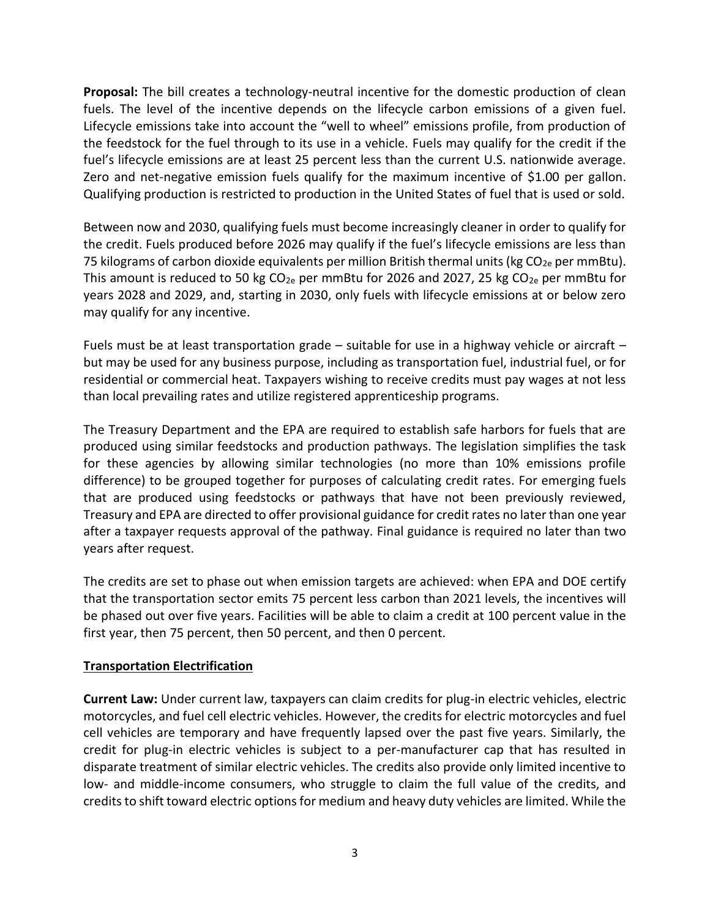**Proposal:** The bill creates a technology-neutral incentive for the domestic production of clean fuels. The level of the incentive depends on the lifecycle carbon emissions of a given fuel. Lifecycle emissions take into account the "well to wheel" emissions profile, from production of the feedstock for the fuel through to its use in a vehicle. Fuels may qualify for the credit if the fuel's lifecycle emissions are at least 25 percent less than the current U.S. nationwide average. Zero and net-negative emission fuels qualify for the maximum incentive of $1.00 per gallon. Qualifying production is restricted to production in the United States of fuel that is used or sold.

Between now and 2030, qualifying fuels must become increasingly cleaner in order to qualify for the credit. Fuels produced before 2026 may qualify if the fuel's lifecycle emissions are less than 75 kilograms of carbon dioxide equivalents per million British thermal units (kg $CO_{2e}$ per mmBtu). This amount is reduced to 50 kg $CO_{2e}$ per mmBtu for 2026 and 2027, 25 kg $CO_{2e}$ per mmBtu for years 2028 and 2029, and, starting in 2030, only fuels with lifecycle emissions at or below zero may qualify for any incentive.

Fuels must be at least transportation grade – suitable for use in a highway vehicle or aircraft – but may be used for any business purpose, including as transportation fuel, industrial fuel, or for residential or commercial heat. Taxpayers wishing to receive credits must pay wages at not less than local prevailing rates and utilize registered apprenticeship programs.

The Treasury Department and the EPA are required to establish safe harbors for fuels that are produced using similar feedstocks and production pathways. The legislation simplifies the task for these agencies by allowing similar technologies (no more than 10% emissions profile difference) to be grouped together for purposes of calculating credit rates. For emerging fuels that are produced using feedstocks or pathways that have not been previously reviewed, Treasury and EPA are directed to offer provisional guidance for credit rates no later than one year after a taxpayer requests approval of the pathway. Final guidance is required no later than two years after request.

The credits are set to phase out when emission targets are achieved: when EPA and DOE certify that the transportation sector emits 75 percent less carbon than 2021 levels, the incentives will be phased out over five years. Facilities will be able to claim a credit at 100 percent value in the first year, then 75 percent, then 50 percent, and then 0 percent.

## Transportation Electrification

**Current Law:** Under current law, taxpayers can claim credits for plug-in electric vehicles, electric motorcycles, and fuel cell electric vehicles. However, the credits for electric motorcycles and fuel cell vehicles are temporary and have frequently lapsed over the past five years. Similarly, the credit for plug-in electric vehicles is subject to a per-manufacturer cap that has resulted in disparate treatment of similar electric vehicles. The credits also provide only limited incentive to low- and middle-income consumers, who struggle to claim the full value of the credits, and credits to shift toward electric options for medium and heavy duty vehicles are limited. While the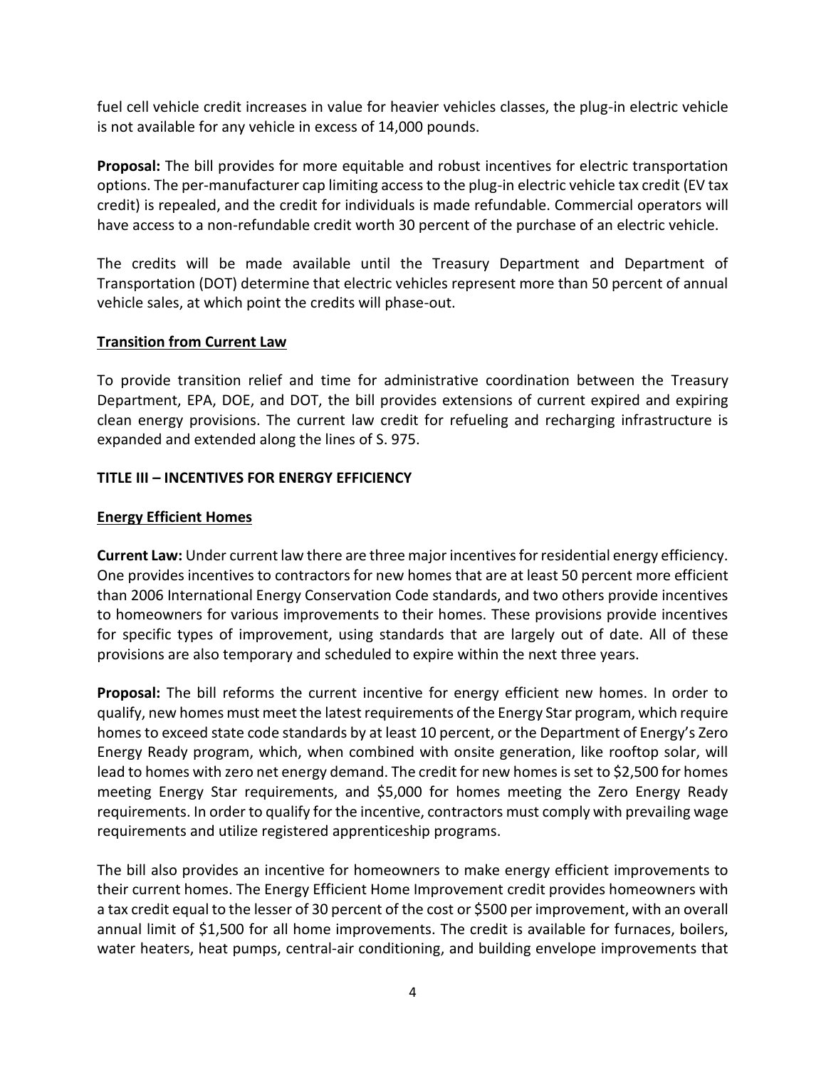fuel cell vehicle credit increases in value for heavier vehicles classes, the plug-in electric vehicle is not available for any vehicle in excess of 14,000 pounds.

**Proposal:** The bill provides for more equitable and robust incentives for electric transportation options. The per-manufacturer cap limiting access to the plug-in electric vehicle tax credit (EV tax credit) is repealed, and the credit for individuals is made refundable. Commercial operators will have access to a non-refundable credit worth 30 percent of the purchase of an electric vehicle.

The credits will be made available until the Treasury Department and Department of Transportation (DOT) determine that electric vehicles represent more than 50 percent of annual vehicle sales, at which point the credits will phase-out.

**Transition from Current Law**

To provide transition relief and time for administrative coordination between the Treasury Department, EPA, DOE, and DOT, the bill provides extensions of current expired and expiring clean energy provisions. The current law credit for refueling and recharging infrastructure is expanded and extended along the lines of S. 975.

## TITLE III – INCENTIVES FOR ENERGY EFFICIENCY

**Energy Efficient Homes**

**Current Law:** Under current law there are three major incentives for residential energy efficiency. One provides incentives to contractors for new homes that are at least 50 percent more efficient than 2006 International Energy Conservation Code standards, and two others provide incentives to homeowners for various improvements to their homes. These provisions provide incentives for specific types of improvement, using standards that are largely out of date. All of these provisions are also temporary and scheduled to expire within the next three years.

**Proposal:** The bill reforms the current incentive for energy efficient new homes. In order to qualify, new homes must meet the latest requirements of the Energy Star program, which require homes to exceed state code standards by at least 10 percent, or the Department of Energy's Zero Energy Ready program, which, when combined with onsite generation, like rooftop solar, will lead to homes with zero net energy demand. The credit for new homes is set to $2,500 for homes meeting Energy Star requirements, and $5,000 for homes meeting the Zero Energy Ready requirements. In order to qualify for the incentive, contractors must comply with prevailing wage requirements and utilize registered apprenticeship programs.

The bill also provides an incentive for homeowners to make energy efficient improvements to their current homes. The Energy Efficient Home Improvement credit provides homeowners with a tax credit equal to the lesser of 30 percent of the cost or $500 per improvement, with an overall annual limit of $1,500 for all home improvements. The credit is available for furnaces, boilers, water heaters, heat pumps, central-air conditioning, and building envelope improvements that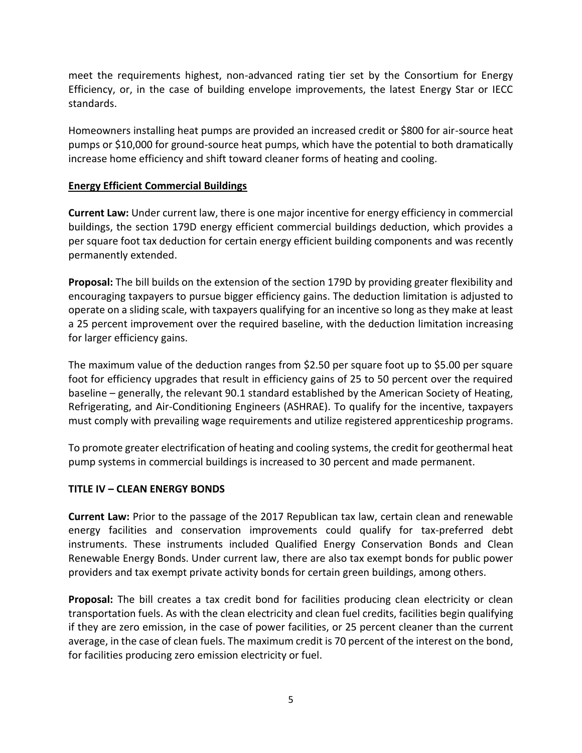meet the requirements highest, non-advanced rating tier set by the Consortium for Energy Efficiency, or, in the case of building envelope improvements, the latest Energy Star or IECC standards.

Homeowners installing heat pumps are provided an increased credit or $800 for air-source heat pumps or $10,000 for ground-source heat pumps, which have the potential to both dramatically increase home efficiency and shift toward cleaner forms of heating and cooling.

**Energy Efficient Commercial Buildings**

**Current Law:** Under current law, there is one major incentive for energy efficiency in commercial buildings, the section 179D energy efficient commercial buildings deduction, which provides a per square foot tax deduction for certain energy efficient building components and was recently permanently extended.

**Proposal:** The bill builds on the extension of the section 179D by providing greater flexibility and encouraging taxpayers to pursue bigger efficiency gains. The deduction limitation is adjusted to operate on a sliding scale, with taxpayers qualifying for an incentive so long as they make at least a 25 percent improvement over the required baseline, with the deduction limitation increasing for larger efficiency gains.

The maximum value of the deduction ranges from $2.50 per square foot up to $5.00 per square foot for efficiency upgrades that result in efficiency gains of 25 to 50 percent over the required baseline – generally, the relevant 90.1 standard established by the American Society of Heating, Refrigerating, and Air-Conditioning Engineers (ASHRAE). To qualify for the incentive, taxpayers must comply with prevailing wage requirements and utilize registered apprenticeship programs.

To promote greater electrification of heating and cooling systems, the credit for geothermal heat pump systems in commercial buildings is increased to 30 percent and made permanent.

## TITLE IV – CLEAN ENERGY BONDS

**Current Law:** Prior to the passage of the 2017 Republican tax law, certain clean and renewable energy facilities and conservation improvements could qualify for tax-preferred debt instruments. These instruments included Qualified Energy Conservation Bonds and Clean Renewable Energy Bonds. Under current law, there are also tax exempt bonds for public power providers and tax exempt private activity bonds for certain green buildings, among others.

**Proposal:** The bill creates a tax credit bond for facilities producing clean electricity or clean transportation fuels. As with the clean electricity and clean fuel credits, facilities begin qualifying if they are zero emission, in the case of power facilities, or 25 percent cleaner than the current average, in the case of clean fuels. The maximum credit is 70 percent of the interest on the bond, for facilities producing zero emission electricity or fuel.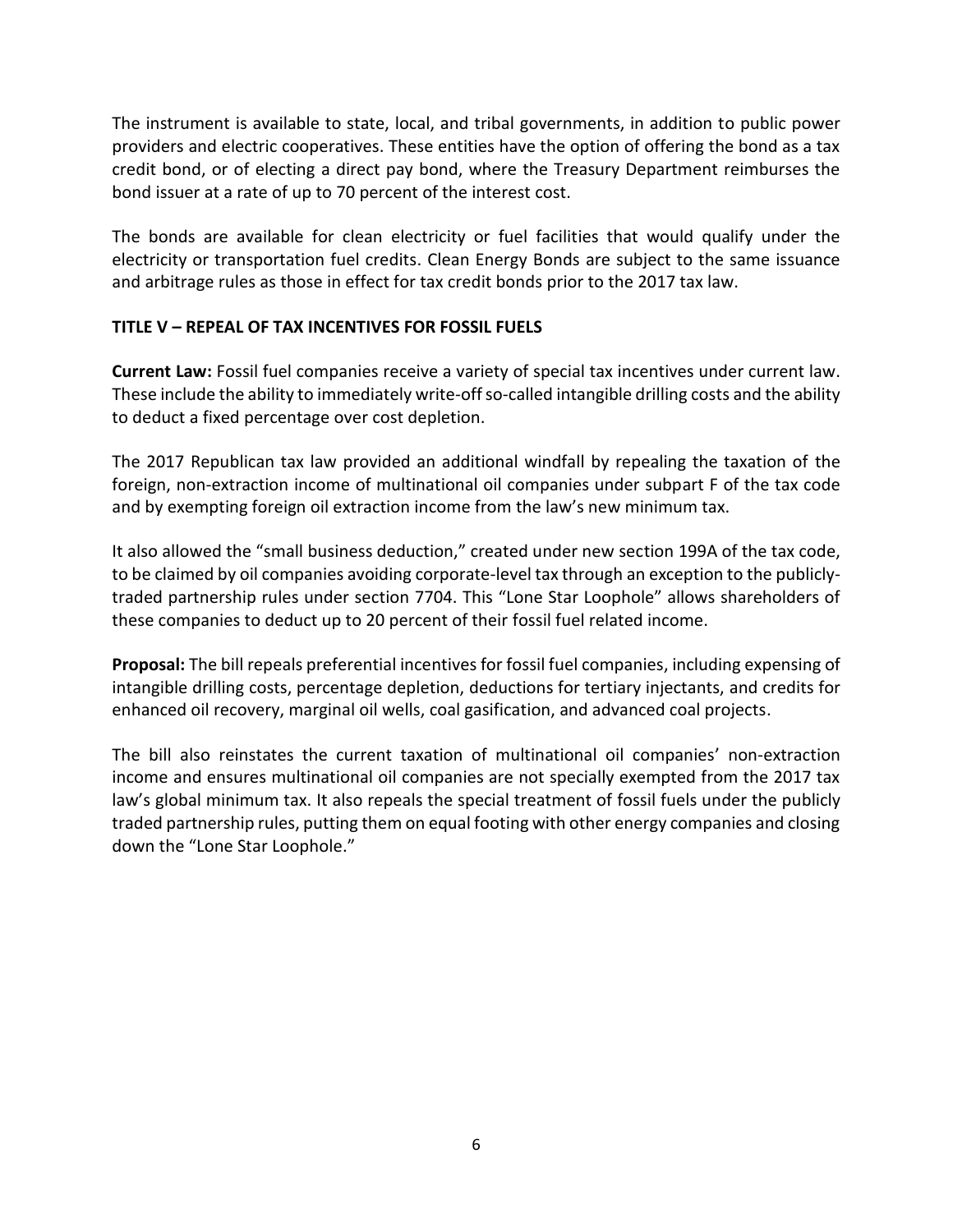The instrument is available to state, local, and tribal governments, in addition to public power providers and electric cooperatives. These entities have the option of offering the bond as a tax credit bond, or of electing a direct pay bond, where the Treasury Department reimburses the bond issuer at a rate of up to 70 percent of the interest cost.

The bonds are available for clean electricity or fuel facilities that would qualify under the electricity or transportation fuel credits. Clean Energy Bonds are subject to the same issuance and arbitrage rules as those in effect for tax credit bonds prior to the 2017 tax law.

**TITLE V – REPEAL OF TAX INCENTIVES FOR FOSSIL FUELS**

**Current Law:** Fossil fuel companies receive a variety of special tax incentives under current law. These include the ability to immediately write-off so-called intangible drilling costs and the ability to deduct a fixed percentage over cost depletion.

The 2017 Republican tax law provided an additional windfall by repealing the taxation of the foreign, non-extraction income of multinational oil companies under subpart F of the tax code and by exempting foreign oil extraction income from the law's new minimum tax.

It also allowed the "small business deduction," created under new section 199A of the tax code, to be claimed by oil companies avoiding corporate-level tax through an exception to the publicly-traded partnership rules under section 7704. This "Lone Star Loophole" allows shareholders of these companies to deduct up to 20 percent of their fossil fuel related income.

**Proposal:** The bill repeals preferential incentives for fossil fuel companies, including expensing of intangible drilling costs, percentage depletion, deductions for tertiary injectants, and credits for enhanced oil recovery, marginal oil wells, coal gasification, and advanced coal projects.

The bill also reinstates the current taxation of multinational oil companies' non-extraction income and ensures multinational oil companies are not specially exempted from the 2017 tax law's global minimum tax. It also repeals the special treatment of fossil fuels under the publicly traded partnership rules, putting them on equal footing with other energy companies and closing down the "Lone Star Loophole."